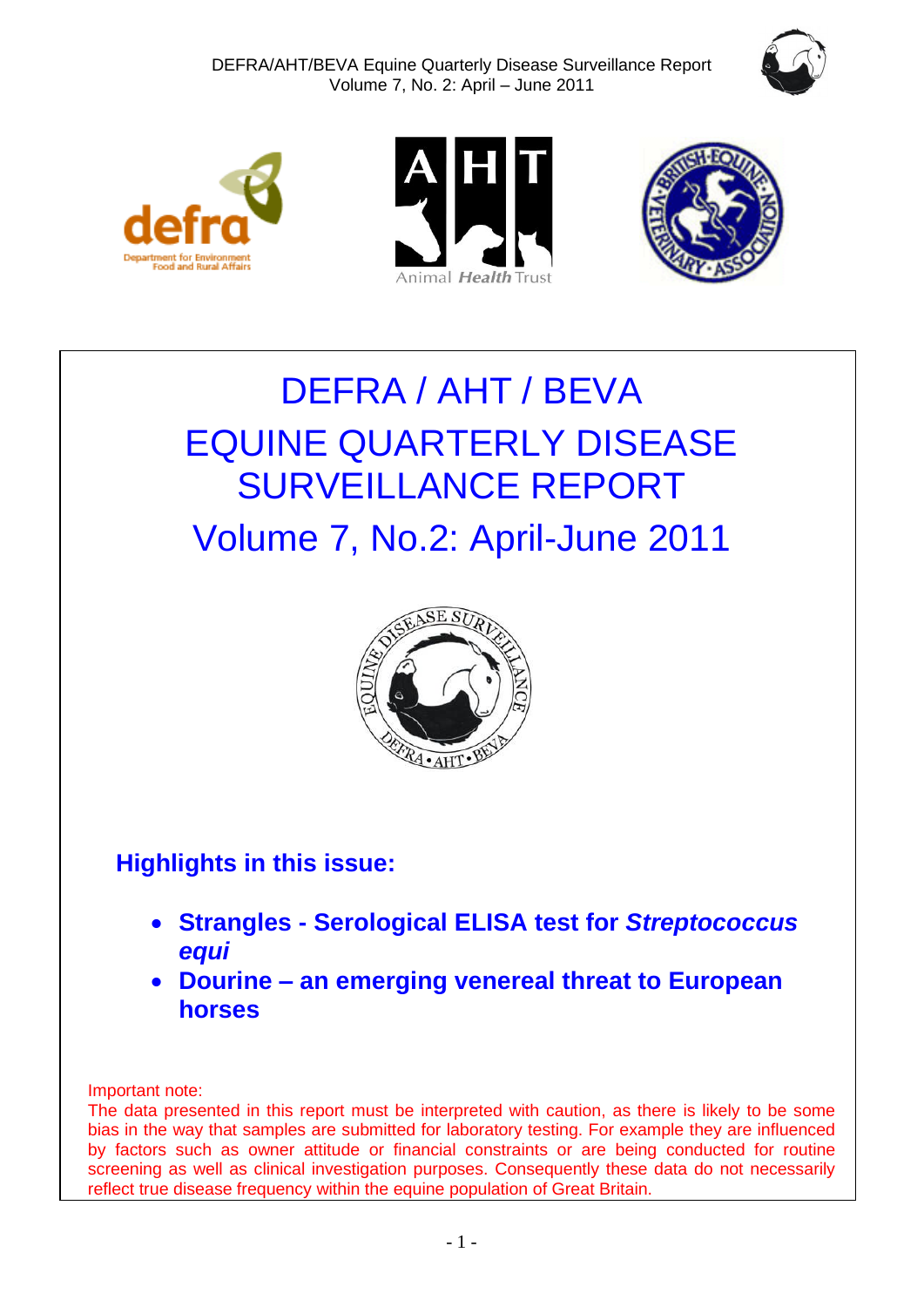DEFRA/AHT/BEVA Equine Quarterly Disease Surveillance Report
Volume 7, No. 2: April – June 2011

# DEFRA / AHT / BEVA
# EQUINE QUARTERLY DISEASE SURVEILLANCE REPORT
# Volume 7, No.2: April-June 2011

## Highlights in this issue:

- **Strangles - Serological ELISA test for *Streptococcus equi***
- **Dourine – an emerging venereal threat to European horses**

Important note:
The data presented in this report must be interpreted with caution, as there is likely to be some bias in the way that samples are submitted for laboratory testing. For example they are influenced by factors such as owner attitude or financial constraints or are being conducted for routine screening as well as clinical investigation purposes. Consequently these data do not necessarily reflect true disease frequency within the equine population of Great Britain.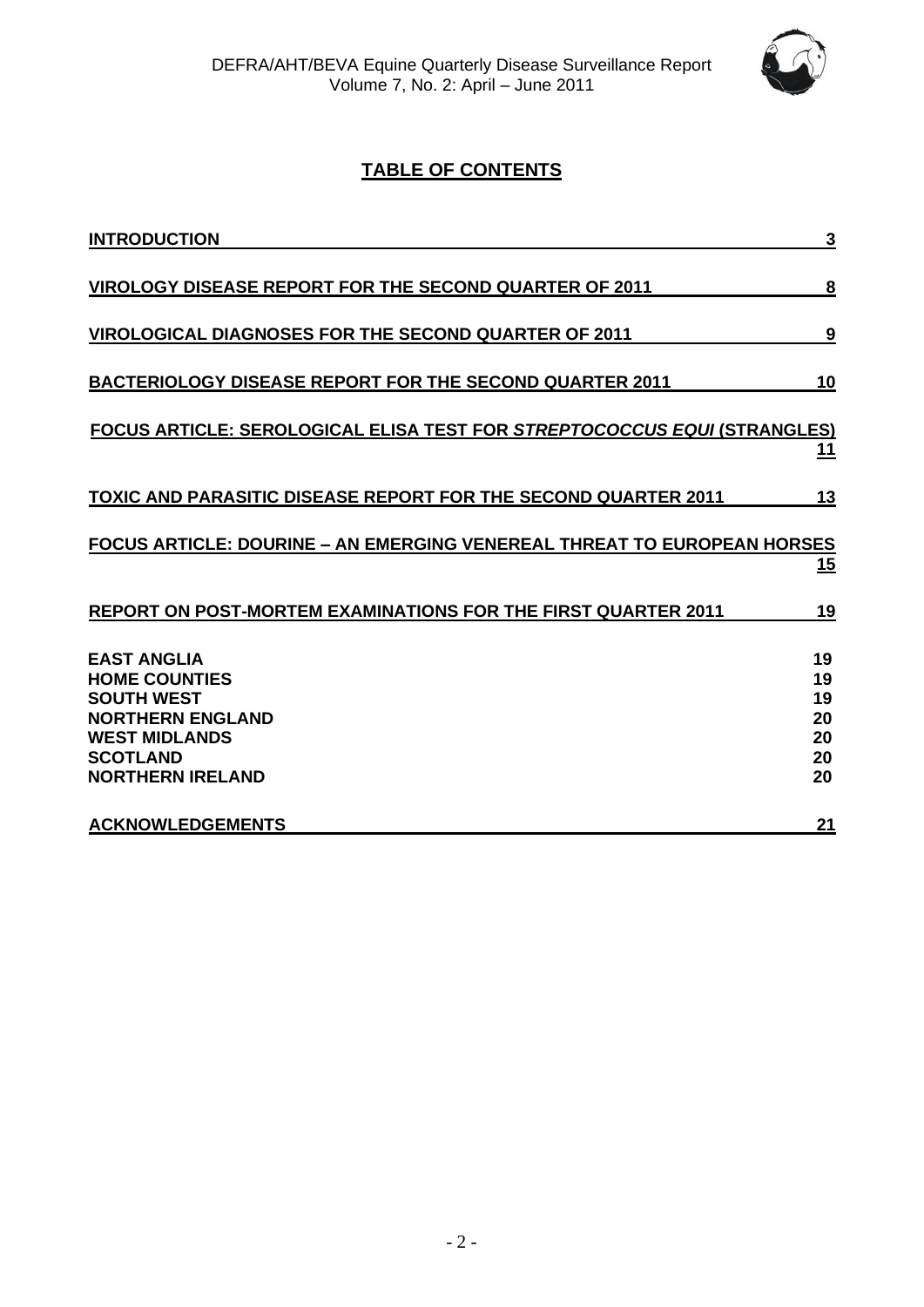## TABLE OF CONTENTS

| | |
|---|---|
| **INTRODUCTION** | **3** |
| **VIROLOGY DISEASE REPORT FOR THE SECOND QUARTER OF 2011** | **8** |
| **VIROLOGICAL DIAGNOSES FOR THE SECOND QUARTER OF 2011** | **9** |
| **BACTERIOLOGY DISEASE REPORT FOR THE SECOND QUARTER 2011** | **10** |
| **FOCUS ARTICLE: SEROLOGICAL ELISA TEST FOR *STREPTOCOCCUS EQUI* (STRANGLES)** | **11** |
| **TOXIC AND PARASITIC DISEASE REPORT FOR THE SECOND QUARTER 2011** | **13** |
| **FOCUS ARTICLE: DOURINE – AN EMERGING VENEREAL THREAT TO EUROPEAN HORSES** | **15** |
| **REPORT ON POST-MORTEM EXAMINATIONS FOR THE FIRST QUARTER 2011** | **19** |
| **EAST ANGLIA** | **19** |
| **HOME COUNTIES** | **19** |
| **SOUTH WEST** | **19** |
| **NORTHERN ENGLAND** | **20** |
| **WEST MIDLANDS** | **20** |
| **SCOTLAND** | **20** |
| **NORTHERN IRELAND** | **20** |
| **ACKNOWLEDGEMENTS** | **21** |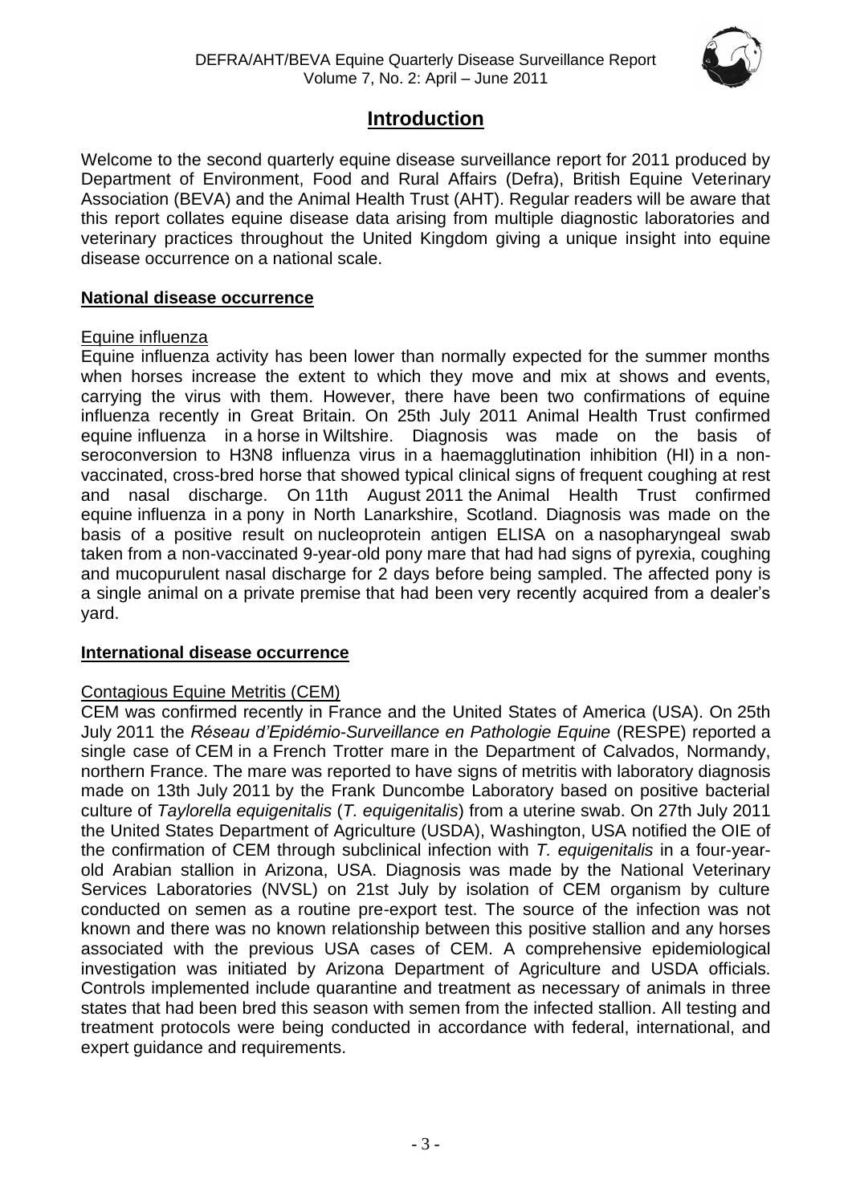# Introduction

Welcome to the second quarterly equine disease surveillance report for 2011 produced by Department of Environment, Food and Rural Affairs (Defra), British Equine Veterinary Association (BEVA) and the Animal Health Trust (AHT). Regular readers will be aware that this report collates equine disease data arising from multiple diagnostic laboratories and veterinary practices throughout the United Kingdom giving a unique insight into equine disease occurrence on a national scale.

## National disease occurrence

### Equine influenza

Equine influenza activity has been lower than normally expected for the summer months when horses increase the extent to which they move and mix at shows and events, carrying the virus with them. However, there have been two confirmations of equine influenza recently in Great Britain. On 25th July 2011 Animal Health Trust confirmed equine influenza in a horse in Wiltshire. Diagnosis was made on the basis of seroconversion to H3N8 influenza virus in a haemagglutination inhibition (HI) in a non-vaccinated, cross-bred horse that showed typical clinical signs of frequent coughing at rest and nasal discharge. On 11th August 2011 the Animal Health Trust confirmed equine influenza in a pony in North Lanarkshire, Scotland. Diagnosis was made on the basis of a positive result on nucleoprotein antigen ELISA on a nasopharyngeal swab taken from a non-vaccinated 9-year-old pony mare that had had signs of pyrexia, coughing and mucopurulent nasal discharge for 2 days before being sampled. The affected pony is a single animal on a private premise that had been very recently acquired from a dealer's yard.

## International disease occurrence

### Contagious Equine Metritis (CEM)

CEM was confirmed recently in France and the United States of America (USA). On 25th July 2011 the *Réseau d'Epidémio-Surveillance en Pathologie Equine* (RESPE) reported a single case of CEM in a French Trotter mare in the Department of Calvados, Normandy, northern France. The mare was reported to have signs of metritis with laboratory diagnosis made on 13th July 2011 by the Frank Duncombe Laboratory based on positive bacterial culture of *Taylorella equigenitalis* (*T. equigenitalis*) from a uterine swab. On 27th July 2011 the United States Department of Agriculture (USDA), Washington, USA notified the OIE of the confirmation of CEM through subclinical infection with *T. equigenitalis* in a four-year-old Arabian stallion in Arizona, USA. Diagnosis was made by the National Veterinary Services Laboratories (NVSL) on 21st July by isolation of CEM organism by culture conducted on semen as a routine pre-export test. The source of the infection was not known and there was no known relationship between this positive stallion and any horses associated with the previous USA cases of CEM. A comprehensive epidemiological investigation was initiated by Arizona Department of Agriculture and USDA officials. Controls implemented include quarantine and treatment as necessary of animals in three states that had been bred this season with semen from the infected stallion. All testing and treatment protocols were being conducted in accordance with federal, international, and expert guidance and requirements.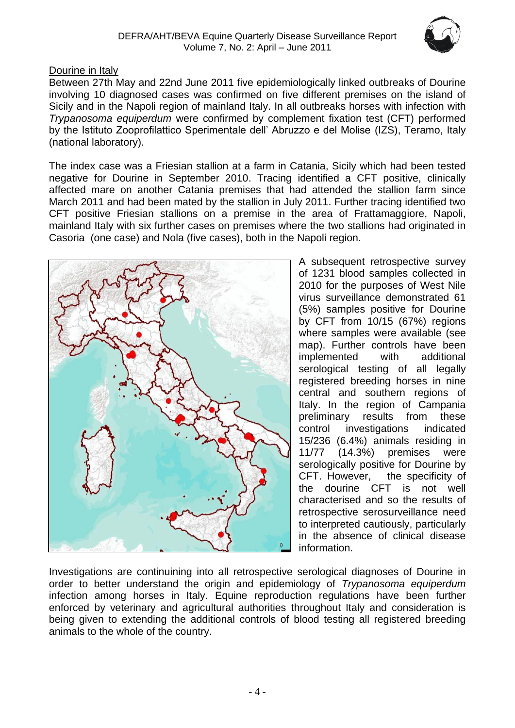## Dourine in Italy

Between 27th May and 22nd June 2011 five epidemiologically linked outbreaks of Dourine involving 10 diagnosed cases was confirmed on five different premises on the island of Sicily and in the Napoli region of mainland Italy. In all outbreaks horses with infection with *Trypanosoma equiperdum* were confirmed by complement fixation test (CFT) performed by the Istituto Zooprofilattico Sperimentale dell' Abruzzo e del Molise (IZS), Teramo, Italy (national laboratory).

The index case was a Friesian stallion at a farm in Catania, Sicily which had been tested negative for Dourine in September 2010. Tracing identified a CFT positive, clinically affected mare on another Catania premises that had attended the stallion farm since March 2011 and had been mated by the stallion in July 2011. Further tracing identified two CFT positive Friesian stallions on a premise in the area of Frattamaggiore, Napoli, mainland Italy with six further cases on premises where the two stallions had originated in Casoria (one case) and Nola (five cases), both in the Napoli region.

A subsequent retrospective survey of 1231 blood samples collected in 2010 for the purposes of West Nile virus surveillance demonstrated 61 (5%) samples positive for Dourine by CFT from 10/15 (67%) regions where samples were available (see map). Further controls have been implemented with additional serological testing of all legally registered breeding horses in nine central and southern regions of Italy. In the region of Campania preliminary results from these control investigations indicated 15/236 (6.4%) animals residing in 11/77 (14.3%) premises were serologically positive for Dourine by CFT. However, the specificity of the dourine CFT is not well characterised and so the results of retrospective serosurveillance need to interpreted cautiously, particularly in the absence of clinical disease information.

Investigations are continuining into all retrospective serological diagnoses of Dourine in order to better understand the origin and epidemiology of *Trypanosoma equiperdum* infection among horses in Italy. Equine reproduction regulations have been further enforced by veterinary and agricultural authorities throughout Italy and consideration is being given to extending the additional controls of blood testing all registered breeding animals to the whole of the country.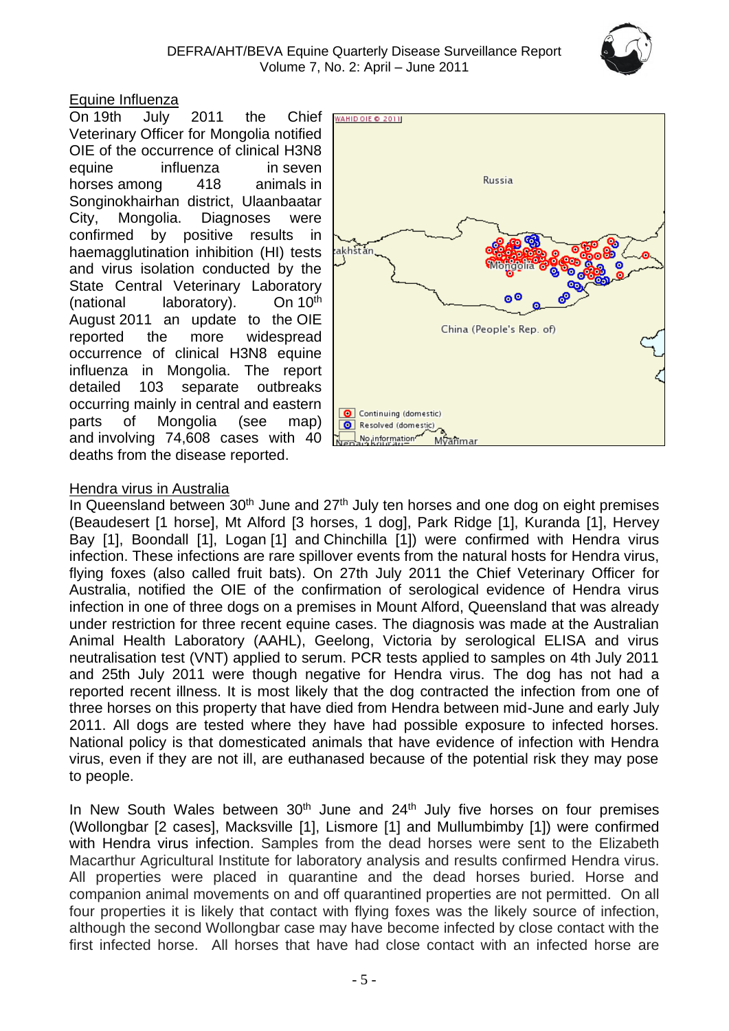## Equine Influenza

On 19th July 2011 the Chief Veterinary Officer for Mongolia notified OIE of the occurrence of clinical H3N8 equine influenza in seven horses among 418 animals in Songinokhairhan district, Ulaanbaatar City, Mongolia. Diagnoses were confirmed by positive results in haemagglutination inhibition (HI) tests and virus isolation conducted by the State Central Veterinary Laboratory (national laboratory). On 10th August 2011 an update to the OIE reported the more widespread occurrence of clinical H3N8 equine influenza in Mongolia. The report detailed 103 separate outbreaks occurring mainly in central and eastern parts of Mongolia (see map) and involving 74,608 cases with 40 deaths from the disease reported.

## Hendra virus in Australia

In Queensland between 30th June and 27th July ten horses and one dog on eight premises (Beaudesert [1 horse], Mt Alford [3 horses, 1 dog], Park Ridge [1], Kuranda [1], Hervey Bay [1], Boondall [1], Logan [1] and Chinchilla [1]) were confirmed with Hendra virus infection. These infections are rare spillover events from the natural hosts for Hendra virus, flying foxes (also called fruit bats). On 27th July 2011 the Chief Veterinary Officer for Australia, notified the OIE of the confirmation of serological evidence of Hendra virus infection in one of three dogs on a premises in Mount Alford, Queensland that was already under restriction for three recent equine cases. The diagnosis was made at the Australian Animal Health Laboratory (AAHL), Geelong, Victoria by serological ELISA and virus neutralisation test (VNT) applied to serum. PCR tests applied to samples on 4th July 2011 and 25th July 2011 were though negative for Hendra virus. The dog has not had a reported recent illness. It is most likely that the dog contracted the infection from one of three horses on this property that have died from Hendra between mid-June and early July 2011. All dogs are tested where they have had possible exposure to infected horses. National policy is that domesticated animals that have evidence of infection with Hendra virus, even if they are not ill, are euthanased because of the potential risk they may pose to people.

In New South Wales between 30th June and 24th July five horses on four premises (Wollongbar [2 cases], Macksville [1], Lismore [1] and Mullumbimby [1]) were confirmed with Hendra virus infection. Samples from the dead horses were sent to the Elizabeth Macarthur Agricultural Institute for laboratory analysis and results confirmed Hendra virus. All properties were placed in quarantine and the dead horses buried. Horse and companion animal movements on and off quarantined properties are not permitted. On all four properties it is likely that contact with flying foxes was the likely source of infection, although the second Wollongbar case may have become infected by close contact with the first infected horse. All horses that have had close contact with an infected horse are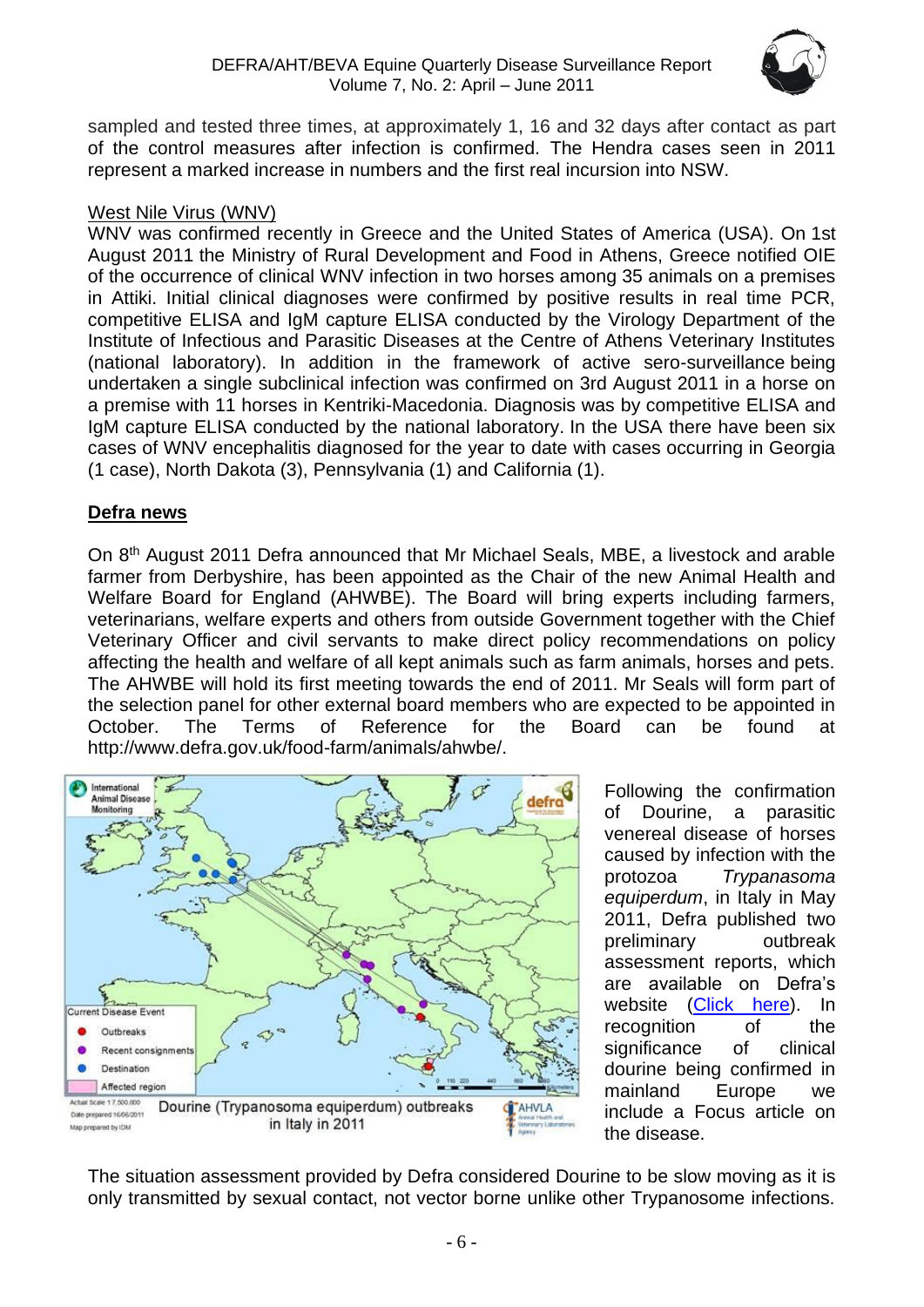sampled and tested three times, at approximately 1, 16 and 32 days after contact as part of the control measures after infection is confirmed. The Hendra cases seen in 2011 represent a marked increase in numbers and the first real incursion into NSW.

West Nile Virus (WNV)

WNV was confirmed recently in Greece and the United States of America (USA). On 1st August 2011 the Ministry of Rural Development and Food in Athens, Greece notified OIE of the occurrence of clinical WNV infection in two horses among 35 animals on a premises in Attiki. Initial clinical diagnoses were confirmed by positive results in real time PCR, competitive ELISA and IgM capture ELISA conducted by the Virology Department of the Institute of Infectious and Parasitic Diseases at the Centre of Athens Veterinary Institutes (national laboratory). In addition in the framework of active sero-surveillance being undertaken a single subclinical infection was confirmed on 3rd August 2011 in a horse on a premise with 11 horses in Kentriki-Macedonia. Diagnosis was by competitive ELISA and IgM capture ELISA conducted by the national laboratory. In the USA there have been six cases of WNV encephalitis diagnosed for the year to date with cases occurring in Georgia (1 case), North Dakota (3), Pennsylvania (1) and California (1).

## Defra news

On 8th August 2011 Defra announced that Mr Michael Seals, MBE, a livestock and arable farmer from Derbyshire, has been appointed as the Chair of the new Animal Health and Welfare Board for England (AHWBE). The Board will bring experts including farmers, veterinarians, welfare experts and others from outside Government together with the Chief Veterinary Officer and civil servants to make direct policy recommendations on policy affecting the health and welfare of all kept animals such as farm animals, horses and pets. The AHWBE will hold its first meeting towards the end of 2011. Mr Seals will form part of the selection panel for other external board members who are expected to be appointed in October. The Terms of Reference for the Board can be found at http://www.defra.gov.uk/food-farm/animals/ahwbe/.

Dourine (Trypanosoma equiperdum) outbreaks in Italy in 2011

Following the confirmation of Dourine, a parasitic venereal disease of horses caused by infection with the protozoa *Trypanosoma equiperdum*, in Italy in May 2011, Defra published two preliminary outbreak assessment reports, which are available on Defra's website (Click here). In recognition of the significance of clinical dourine being confirmed in mainland Europe we include a Focus article on the disease.

The situation assessment provided by Defra considered Dourine to be slow moving as it is only transmitted by sexual contact, not vector borne unlike other Trypanosome infections.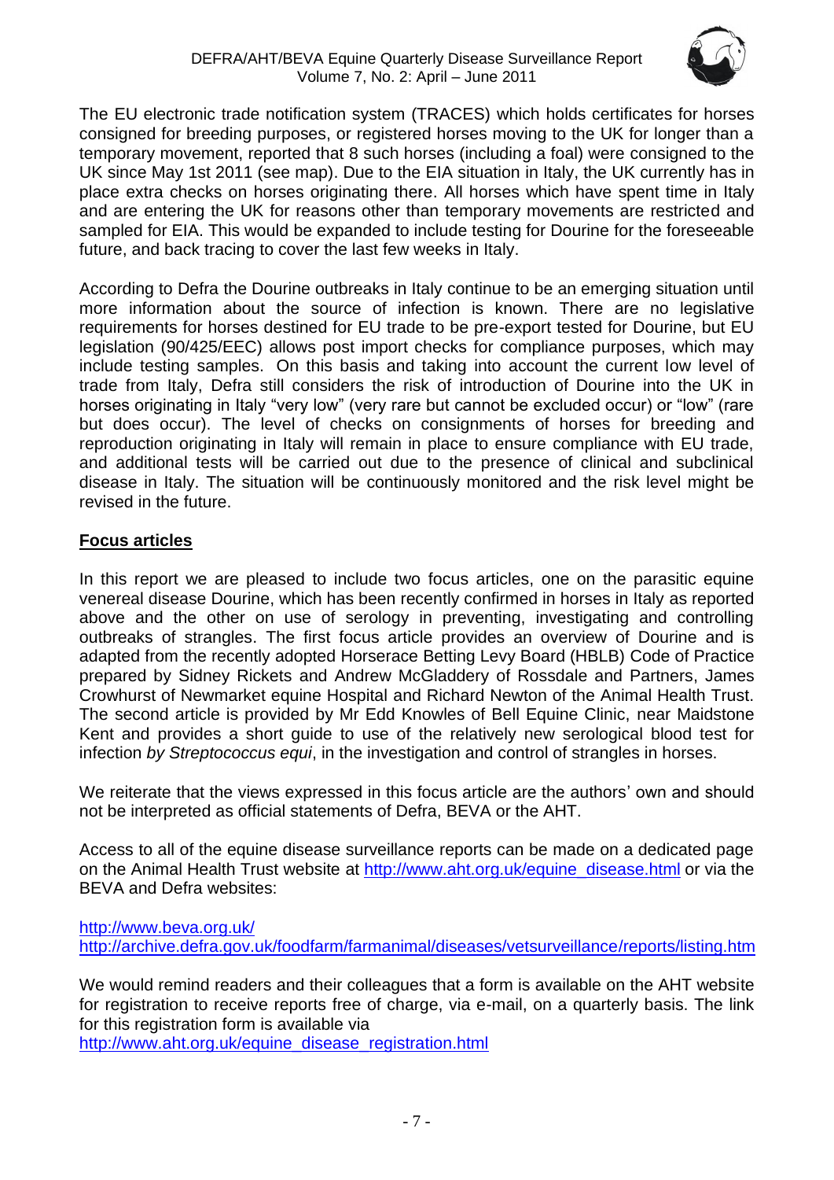The EU electronic trade notification system (TRACES) which holds certificates for horses consigned for breeding purposes, or registered horses moving to the UK for longer than a temporary movement, reported that 8 such horses (including a foal) were consigned to the UK since May 1st 2011 (see map). Due to the EIA situation in Italy, the UK currently has in place extra checks on horses originating there. All horses which have spent time in Italy and are entering the UK for reasons other than temporary movements are restricted and sampled for EIA. This would be expanded to include testing for Dourine for the foreseeable future, and back tracing to cover the last few weeks in Italy.

According to Defra the Dourine outbreaks in Italy continue to be an emerging situation until more information about the source of infection is known. There are no legislative requirements for horses destined for EU trade to be pre-export tested for Dourine, but EU legislation (90/425/EEC) allows post import checks for compliance purposes, which may include testing samples. On this basis and taking into account the current low level of trade from Italy, Defra still considers the risk of introduction of Dourine into the UK in horses originating in Italy "very low" (very rare but cannot be excluded occur) or "low" (rare but does occur). The level of checks on consignments of horses for breeding and reproduction originating in Italy will remain in place to ensure compliance with EU trade, and additional tests will be carried out due to the presence of clinical and subclinical disease in Italy. The situation will be continuously monitored and the risk level might be revised in the future.

## **Focus articles**

In this report we are pleased to include two focus articles, one on the parasitic equine venereal disease Dourine, which has been recently confirmed in horses in Italy as reported above and the other on use of serology in preventing, investigating and controlling outbreaks of strangles. The first focus article provides an overview of Dourine and is adapted from the recently adopted Horserace Betting Levy Board (HBLB) Code of Practice prepared by Sidney Rickets and Andrew McGladdery of Rossdale and Partners, James Crowhurst of Newmarket equine Hospital and Richard Newton of the Animal Health Trust. The second article is provided by Mr Edd Knowles of Bell Equine Clinic, near Maidstone Kent and provides a short guide to use of the relatively new serological blood test for infection *by Streptococcus equi*, in the investigation and control of strangles in horses.

We reiterate that the views expressed in this focus article are the authors' own and should not be interpreted as official statements of Defra, BEVA or the AHT.

Access to all of the equine disease surveillance reports can be made on a dedicated page on the Animal Health Trust website at http://www.aht.org.uk/equine_disease.html or via the BEVA and Defra websites:

http://www.beva.org.uk/
http://archive.defra.gov.uk/foodfarm/farmanimal/diseases/vetsurveillance/reports/listing.htm

We would remind readers and their colleagues that a form is available on the AHT website for registration to receive reports free of charge, via e-mail, on a quarterly basis. The link for this registration form is available via
http://www.aht.org.uk/equine_disease_registration.html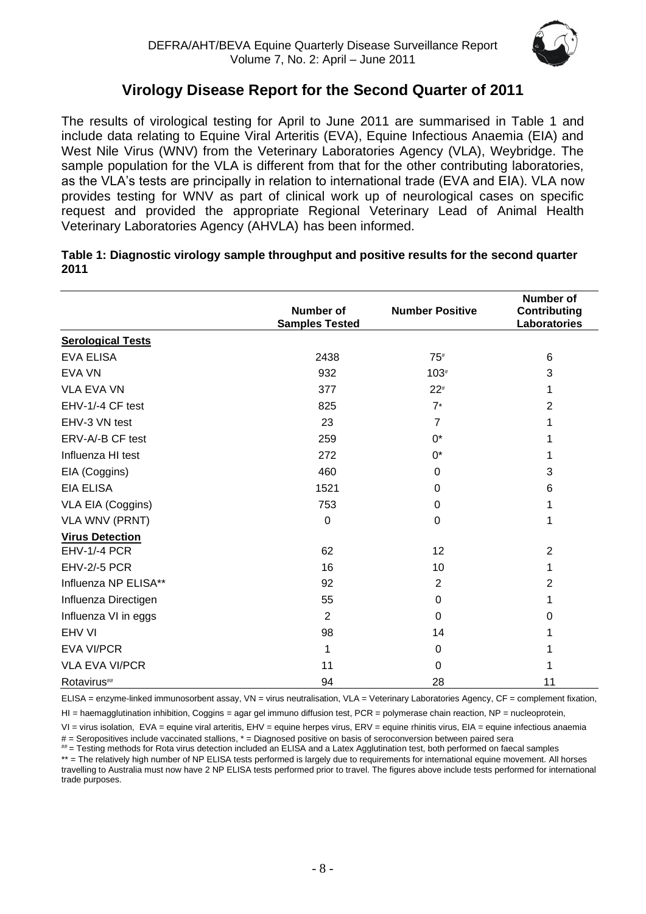## Virology Disease Report for the Second Quarter of 2011

The results of virological testing for April to June 2011 are summarised in Table 1 and include data relating to Equine Viral Arteritis (EVA), Equine Infectious Anaemia (EIA) and West Nile Virus (WNV) from the Veterinary Laboratories Agency (VLA), Weybridge. The sample population for the VLA is different from that for the other contributing laboratories, as the VLA's tests are principally in relation to international trade (EVA and EIA). VLA now provides testing for WNV as part of clinical work up of neurological cases on specific request and provided the appropriate Regional Veterinary Lead of Animal Health Veterinary Laboratories Agency (AHVLA) has been informed.

**Table 1: Diagnostic virology sample throughput and positive results for the second quarter 2011**

| | Number of Samples Tested | Number Positive | Number of Contributing Laboratories |
|---|---|---|---|
| **Serological Tests** | | | |
| EVA ELISA | 2438 | 75# | 6 |
| EVA VN | 932 | 103# | 3 |
| VLA EVA VN | 377 | 22# | 1 |
| EHV-1/-4 CF test | 825 | 7* | 2 |
| EHV-3 VN test | 23 | 7 | 1 |
| ERV-A/-B CF test | 259 | 0* | 1 |
| Influenza HI test | 272 | 0* | 1 |
| EIA (Coggins) | 460 | 0 | 3 |
| EIA ELISA | 1521 | 0 | 6 |
| VLA EIA (Coggins) | 753 | 0 | 1 |
| VLA WNV (PRNT) | 0 | 0 | 1 |
| **Virus Detection** | | | |
| EHV-1/-4 PCR | 62 | 12 | 2 |
| EHV-2/-5 PCR | 16 | 10 | 1 |
| Influenza NP ELISA** | 92 | 2 | 2 |
| Influenza Directigen | 55 | 0 | 1 |
| Influenza VI in eggs | 2 | 0 | 0 |
| EHV VI | 98 | 14 | 1 |
| EVA VI/PCR | 1 | 0 | 1 |
| VLA EVA VI/PCR | 11 | 0 | 1 |
| Rotavirus## | 94 | 28 | 11 |

ELISA = enzyme-linked immunosorbent assay, VN = virus neutralisation, VLA = Veterinary Laboratories Agency, CF = complement fixation, HI = haemagglutination inhibition, Coggins = agar gel immuno diffusion test, PCR = polymerase chain reaction, NP = nucleoprotein, VI = virus isolation, EVA = equine viral arteritis, EHV = equine herpes virus, ERV = equine rhinitis virus, EIA = equine infectious anaemia

# = Seropositives include vaccinated stallions, * = Diagnosed positive on basis of seroconversion between paired sera

## = Testing methods for Rota virus detection included an ELISA and a Latex Agglutination test, both performed on faecal samples

** = The relatively high number of NP ELISA tests performed is largely due to requirements for international equine movement. All horses travelling to Australia must now have 2 NP ELISA tests performed prior to travel. The figures above include tests performed for international trade purposes.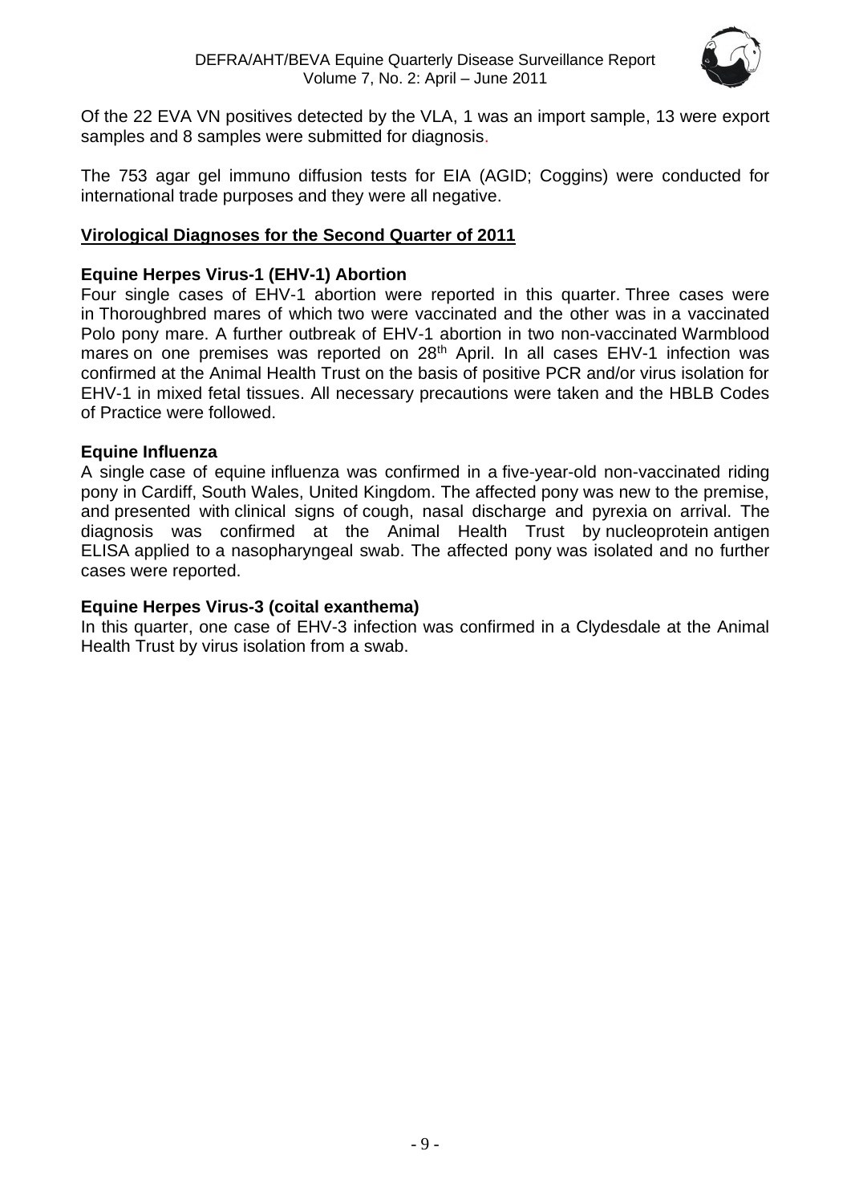Of the 22 EVA VN positives detected by the VLA, 1 was an import sample, 13 were export samples and 8 samples were submitted for diagnosis.

The 753 agar gel immuno diffusion tests for EIA (AGID; Coggins) were conducted for international trade purposes and they were all negative.

## Virological Diagnoses for the Second Quarter of 2011

### Equine Herpes Virus-1 (EHV-1) Abortion

Four single cases of EHV-1 abortion were reported in this quarter. Three cases were in Thoroughbred mares of which two were vaccinated and the other was in a vaccinated Polo pony mare. A further outbreak of EHV-1 abortion in two non-vaccinated Warmblood mares on one premises was reported on 28th April. In all cases EHV-1 infection was confirmed at the Animal Health Trust on the basis of positive PCR and/or virus isolation for EHV-1 in mixed fetal tissues. All necessary precautions were taken and the HBLB Codes of Practice were followed.

### Equine Influenza

A single case of equine influenza was confirmed in a five-year-old non-vaccinated riding pony in Cardiff, South Wales, United Kingdom. The affected pony was new to the premise, and presented with clinical signs of cough, nasal discharge and pyrexia on arrival. The diagnosis was confirmed at the Animal Health Trust by nucleoprotein antigen ELISA applied to a nasopharyngeal swab. The affected pony was isolated and no further cases were reported.

### Equine Herpes Virus-3 (coital exanthema)

In this quarter, one case of EHV-3 infection was confirmed in a Clydesdale at the Animal Health Trust by virus isolation from a swab.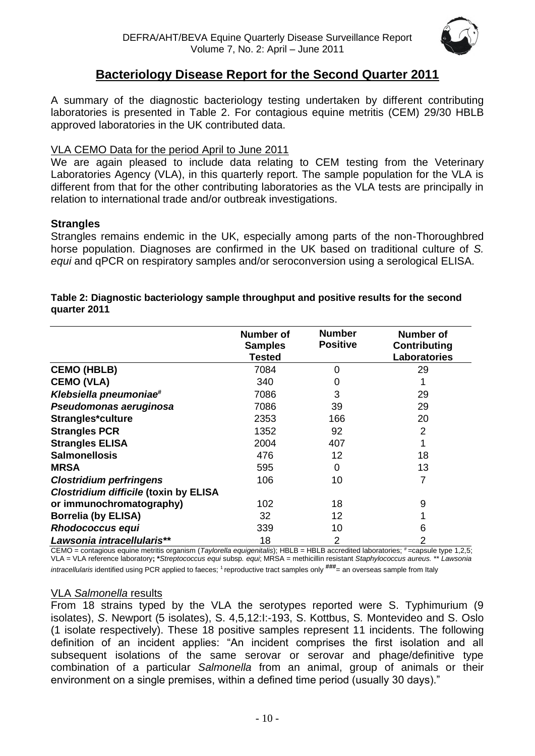## Bacteriology Disease Report for the Second Quarter 2011

A summary of the diagnostic bacteriology testing undertaken by different contributing laboratories is presented in Table 2. For contagious equine metritis (CEM) 29/30 HBLB approved laboratories in the UK contributed data.

### VLA CEMO Data for the period April to June 2011

We are again pleased to include data relating to CEM testing from the Veterinary Laboratories Agency (VLA), in this quarterly report. The sample population for the VLA is different from that for the other contributing laboratories as the VLA tests are principally in relation to international trade and/or outbreak investigations.

### Strangles

Strangles remains endemic in the UK, especially among parts of the non-Thoroughbred horse population. Diagnoses are confirmed in the UK based on traditional culture of *S. equi* and qPCR on respiratory samples and/or seroconversion using a serological ELISA.

**Table 2: Diagnostic bacteriology sample throughput and positive results for the second quarter 2011**

| | Number of Samples Tested | Number Positive | Number of Contributing Laboratories |
|---|---|---|---|
| **CEMO (HBLB)** | 7084 | 0 | 29 |
| **CEMO (VLA)** | 340 | 0 | 1 |
| ***Klebsiella pneumoniae***[#] | 7086 | 3 | 29 |
| ***Pseudomonas aeruginosa*** | 7086 | 39 | 29 |
| **Strangles*culture** | 2353 | 166 | 20 |
| **Strangles PCR** | 1352 | 92 | 2 |
| **Strangles ELISA** | 2004 | 407 | 1 |
| **Salmonellosis** | 476 | 12 | 18 |
| **MRSA** | 595 | 0 | 13 |
| ***Clostridium perfringens*** | 106 | 10 | 7 |
| ***Clostridium difficile* (toxin by ELISA or immunochromatography)** | 102 | 18 | 9 |
| **Borrelia (by ELISA)** | 32 | 12 | 1 |
| ***Rhodococcus equi*** | 339 | 10 | 6 |
| ***Lawsonia intracellularis*\*\*** | 18 | 2 | 2 |

CEMO = contagious equine metritis organism (*Taylorella equigenitalis*); HBLB = HBLB accredited laboratories; [#] =capsule type 1,2,5; VLA = VLA reference laboratory**;** \**Streptococcus equi* subsp*. equi*; MRSA = methicillin resistant *Staphylococcus aureus.* \*\* *Lawsonia intracellularis* identified using PCR applied to faeces; [1] reproductive tract samples only **###**= an overseas sample from Italy

### VLA *Salmonella* results

From 18 strains typed by the VLA the serotypes reported were S. Typhimurium (9 isolates), *S*. Newport (5 isolates), S. 4,5,12:I:-193, S. Kottbus, S*.* Montevideo and S. Oslo (1 isolate respectively). These 18 positive samples represent 11 incidents. The following definition of an incident applies: "An incident comprises the first isolation and all subsequent isolations of the same serovar or serovar and phage/definitive type combination of a particular *Salmonella* from an animal, group of animals or their environment on a single premises, within a defined time period (usually 30 days)."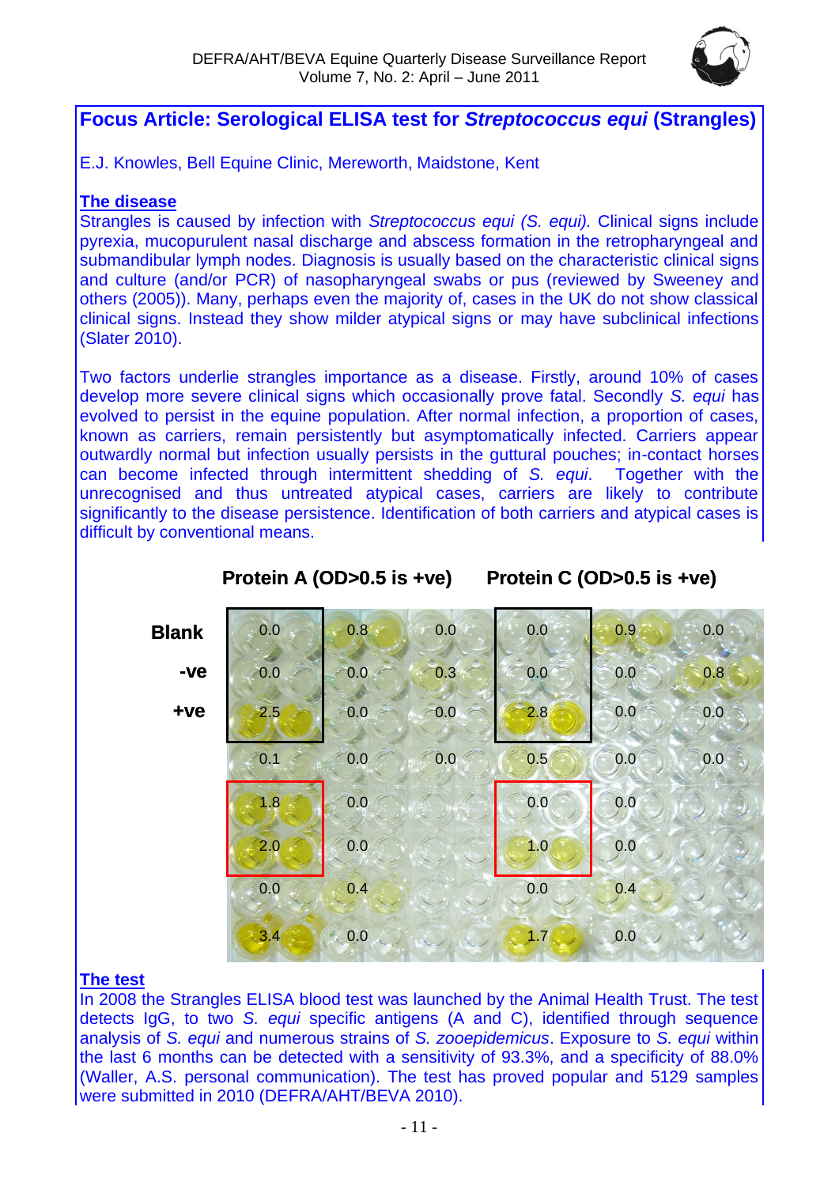## Focus Article: Serological ELISA test for *Streptococcus equi* (Strangles)

E.J. Knowles, Bell Equine Clinic, Mereworth, Maidstone, Kent

### The disease

Strangles is caused by infection with *Streptococcus equi (S. equi).* Clinical signs include pyrexia, mucopurulent nasal discharge and abscess formation in the retropharyngeal and submandibular lymph nodes. Diagnosis is usually based on the characteristic clinical signs and culture (and/or PCR) of nasopharyngeal swabs or pus (reviewed by Sweeney and others (2005)). Many, perhaps even the majority of, cases in the UK do not show classical clinical signs. Instead they show milder atypical signs or may have subclinical infections (Slater 2010).

Two factors underlie strangles importance as a disease. Firstly, around 10% of cases develop more severe clinical signs which occasionally prove fatal. Secondly *S. equi* has evolved to persist in the equine population. After normal infection, a proportion of cases, known as carriers, remain persistently but asymptomatically infected. Carriers appear outwardly normal but infection usually persists in the guttural pouches; in-contact horses can become infected through intermittent shedding of *S. equi*. Together with the unrecognised and thus untreated atypical cases, carriers are likely to contribute significantly to the disease persistence. Identification of both carriers and atypical cases is difficult by conventional means.

| | Protein A (OD>0.5 is +ve) | | | Protein C (OD>0.5 is +ve) | | |
|---|---|---|---|---|---|---|
| **Blank** | 0.0 | 0.8 | 0.0 | 0.0 | 0.9 | 0.0 |
| **-ve** | 0.0 | 0.0 | 0.3 | 0.0 | 0.0 | 0.8 |
| **+ve** | 2.5 | 0.0 | 0.0 | 2.8 | 0.0 | 0.0 |
| | 0.1 | 0.0 | 0.0 | 0.5 | 0.0 | 0.0 |
| | 1.8 | 0.0 | | 0.0 | 0.0 | |
| | 2.0 | 0.0 | | 1.0 | 0.0 | |
| | 0.0 | 0.4 | | 0.0 | 0.4 | |
| | 3.4 | 0.0 | | 1.7 | 0.0 | |

### The test

In 2008 the Strangles ELISA blood test was launched by the Animal Health Trust. The test detects IgG, to two *S. equi* specific antigens (A and C), identified through sequence analysis of *S. equi* and numerous strains of *S. zooepidemicus*. Exposure to *S. equi* within the last 6 months can be detected with a sensitivity of 93.3%, and a specificity of 88.0% (Waller, A.S. personal communication). The test has proved popular and 5129 samples were submitted in 2010 (DEFRA/AHT/BEVA 2010).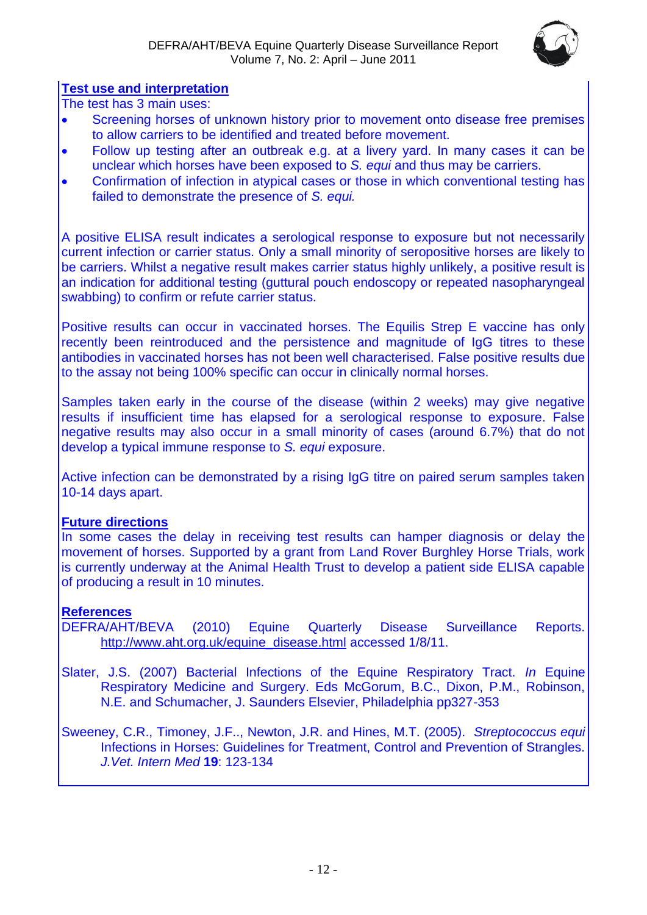**Test use and interpretation**

The test has 3 main uses:

- Screening horses of unknown history prior to movement onto disease free premises to allow carriers to be identified and treated before movement.
- Follow up testing after an outbreak e.g. at a livery yard. In many cases it can be unclear which horses have been exposed to *S. equi* and thus may be carriers.
- Confirmation of infection in atypical cases or those in which conventional testing has failed to demonstrate the presence of *S. equi.*

A positive ELISA result indicates a serological response to exposure but not necessarily current infection or carrier status. Only a small minority of seropositive horses are likely to be carriers. Whilst a negative result makes carrier status highly unlikely, a positive result is an indication for additional testing (guttural pouch endoscopy or repeated nasopharyngeal swabbing) to confirm or refute carrier status.

Positive results can occur in vaccinated horses. The Equilis Strep E vaccine has only recently been reintroduced and the persistence and magnitude of IgG titres to these antibodies in vaccinated horses has not been well characterised. False positive results due to the assay not being 100% specific can occur in clinically normal horses.

Samples taken early in the course of the disease (within 2 weeks) may give negative results if insufficient time has elapsed for a serological response to exposure. False negative results may also occur in a small minority of cases (around 6.7%) that do not develop a typical immune response to *S. equi* exposure.

Active infection can be demonstrated by a rising IgG titre on paired serum samples taken 10-14 days apart.

**Future directions**

In some cases the delay in receiving test results can hamper diagnosis or delay the movement of horses. Supported by a grant from Land Rover Burghley Horse Trials, work is currently underway at the Animal Health Trust to develop a patient side ELISA capable of producing a result in 10 minutes.

**References**

DEFRA/AHT/BEVA (2010) Equine Quarterly Disease Surveillance Reports. http://www.aht.org.uk/equine_disease.html accessed 1/8/11.

Slater, J.S. (2007) Bacterial Infections of the Equine Respiratory Tract. *In* Equine Respiratory Medicine and Surgery. Eds McGorum, B.C., Dixon, P.M., Robinson, N.E. and Schumacher, J. Saunders Elsevier, Philadelphia pp327-353

Sweeney, C.R., Timoney, J.F.., Newton, J.R. and Hines, M.T. (2005). *Streptococcus equi* Infections in Horses: Guidelines for Treatment, Control and Prevention of Strangles. *J.Vet. Intern Med* **19**: 123-134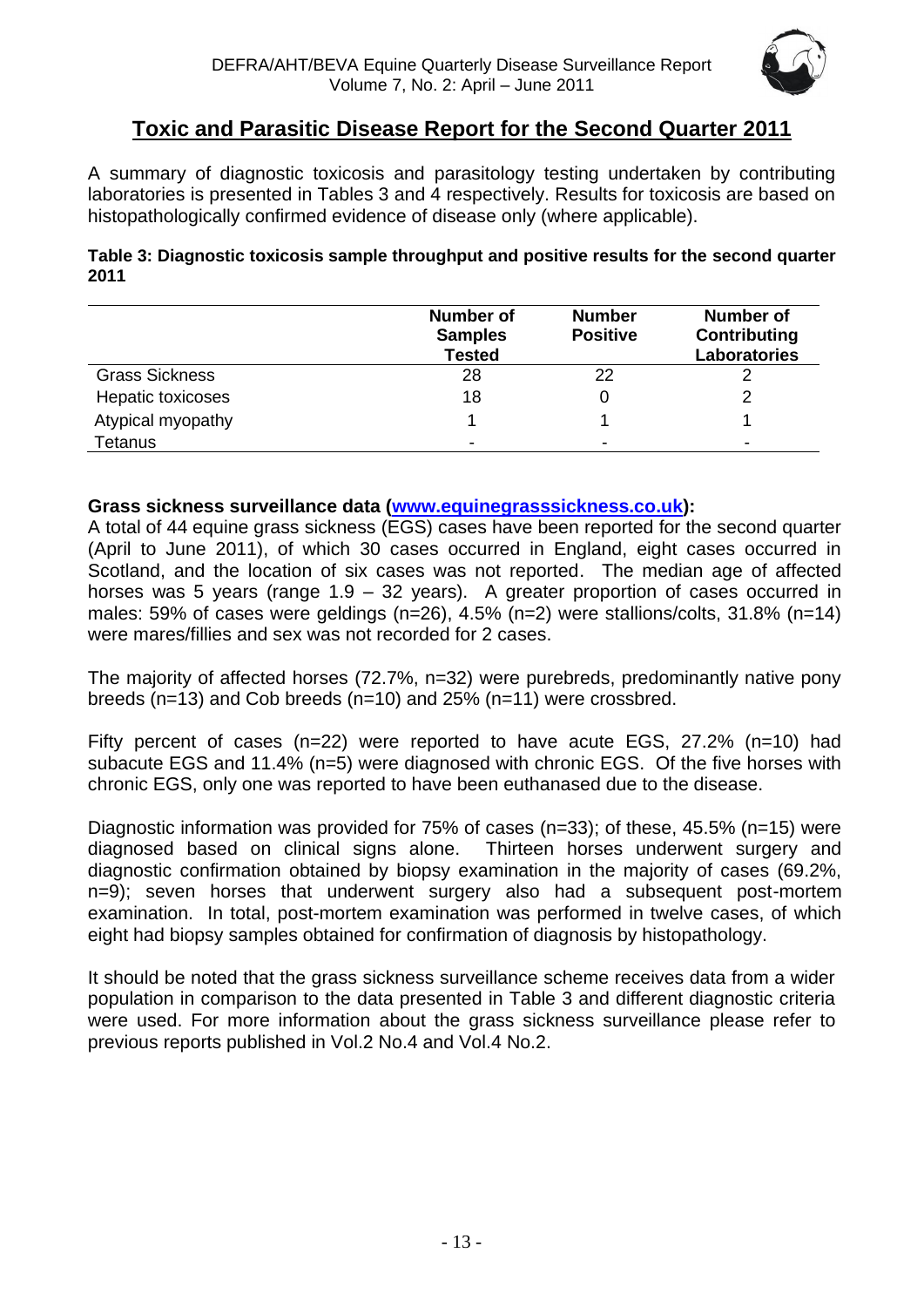## Toxic and Parasitic Disease Report for the Second Quarter 2011

A summary of diagnostic toxicosis and parasitology testing undertaken by contributing laboratories is presented in Tables 3 and 4 respectively. Results for toxicosis are based on histopathologically confirmed evidence of disease only (where applicable).

**Table 3: Diagnostic toxicosis sample throughput and positive results for the second quarter 2011**

| | Number of Samples Tested | Number Positive | Number of Contributing Laboratories |
|---|---|---|---|
| Grass Sickness | 28 | 22 | 2 |
| Hepatic toxicoses | 18 | 0 | 2 |
| Atypical myopathy | 1 | 1 | 1 |
| Tetanus | - | - | - |

**Grass sickness surveillance data (www.equinegrasssickness.co.uk):**
A total of 44 equine grass sickness (EGS) cases have been reported for the second quarter (April to June 2011), of which 30 cases occurred in England, eight cases occurred in Scotland, and the location of six cases was not reported. The median age of affected horses was 5 years (range 1.9 – 32 years). A greater proportion of cases occurred in males: 59% of cases were geldings (n=26), 4.5% (n=2) were stallions/colts, 31.8% (n=14) were mares/fillies and sex was not recorded for 2 cases.

The majority of affected horses (72.7%, n=32) were purebreds, predominantly native pony breeds (n=13) and Cob breeds (n=10) and 25% (n=11) were crossbred.

Fifty percent of cases (n=22) were reported to have acute EGS, 27.2% (n=10) had subacute EGS and 11.4% (n=5) were diagnosed with chronic EGS. Of the five horses with chronic EGS, only one was reported to have been euthanased due to the disease.

Diagnostic information was provided for 75% of cases (n=33); of these, 45.5% (n=15) were diagnosed based on clinical signs alone. Thirteen horses underwent surgery and diagnostic confirmation obtained by biopsy examination in the majority of cases (69.2%, n=9); seven horses that underwent surgery also had a subsequent post-mortem examination. In total, post-mortem examination was performed in twelve cases, of which eight had biopsy samples obtained for confirmation of diagnosis by histopathology.

It should be noted that the grass sickness surveillance scheme receives data from a wider population in comparison to the data presented in Table 3 and different diagnostic criteria were used. For more information about the grass sickness surveillance please refer to previous reports published in Vol.2 No.4 and Vol.4 No.2.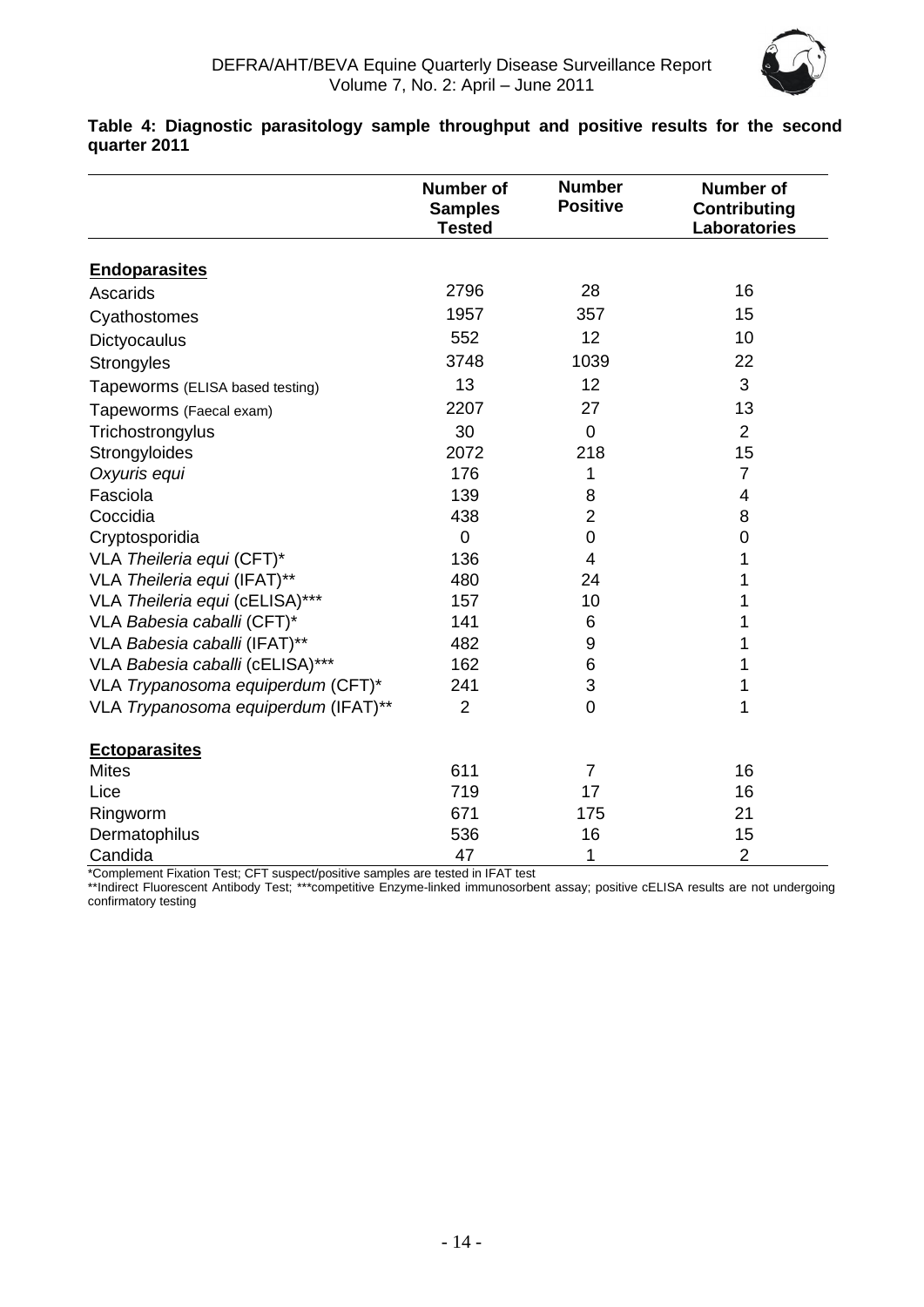**Table 4: Diagnostic parasitology sample throughput and positive results for the second quarter 2011**

| | Number of Samples Tested | Number Positive | Number of Contributing Laboratories |
|---|---|---|---|
| **Endoparasites** | | | |
| Ascarids | 2796 | 28 | 16 |
| Cyathostomes | 1957 | 357 | 15 |
| Dictyocaulus | 552 | 12 | 10 |
| Strongyles | 3748 | 1039 | 22 |
| Tapeworms (ELISA based testing) | 13 | 12 | 3 |
| Tapeworms (Faecal exam) | 2207 | 27 | 13 |
| Trichostrongylus | 30 | 0 | 2 |
| Strongyloides | 2072 | 218 | 15 |
| *Oxyuris equi* | 176 | 1 | 7 |
| Fasciola | 139 | 8 | 4 |
| Coccidia | 438 | 2 | 8 |
| Cryptosporidia | 0 | 0 | 0 |
| VLA *Theileria equi* (CFT)* | 136 | 4 | 1 |
| VLA *Theileria equi* (IFAT)** | 480 | 24 | 1 |
| VLA *Theileria equi* (cELISA)*** | 157 | 10 | 1 |
| VLA *Babesia caballi* (CFT)* | 141 | 6 | 1 |
| VLA *Babesia caballi* (IFAT)** | 482 | 9 | 1 |
| VLA *Babesia caballi* (cELISA)*** | 162 | 6 | 1 |
| VLA *Trypanosoma equiperdum* (CFT)* | 241 | 3 | 1 |
| VLA *Trypanosoma equiperdum* (IFAT)** | 2 | 0 | 1 |
| **Ectoparasites** | | | |
| Mites | 611 | 7 | 16 |
| Lice | 719 | 17 | 16 |
| Ringworm | 671 | 175 | 21 |
| Dermatophilus | 536 | 16 | 15 |
| Candida | 47 | 1 | 2 |

*Complement Fixation Test; CFT suspect/positive samples are tested in IFAT test

**Indirect Fluorescent Antibody Test; ***competitive Enzyme-linked immunosorbent assay; positive cELISA results are not undergoing confirmatory testing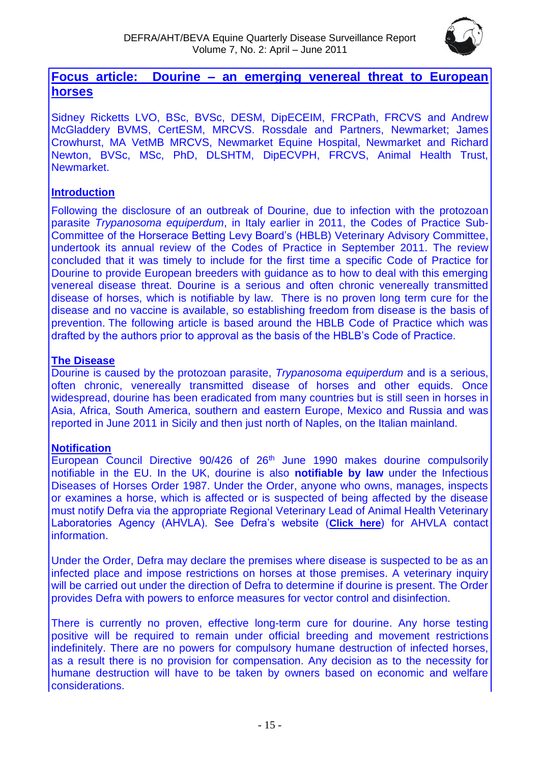## Focus article: Dourine – an emerging venereal threat to European horses

Sidney Ricketts LVO, BSc, BVSc, DESM, DipECEIM, FRCPath, FRCVS and Andrew McGladdery BVMS, CertESM, MRCVS. Rossdale and Partners, Newmarket; James Crowhurst, MA VetMB MRCVS, Newmarket Equine Hospital, Newmarket and Richard Newton, BVSc, MSc, PhD, DLSHTM, DipECVPH, FRCVS, Animal Health Trust, Newmarket.

### Introduction

Following the disclosure of an outbreak of Dourine, due to infection with the protozoan parasite *Trypanosoma equiperdum*, in Italy earlier in 2011, the Codes of Practice Sub-Committee of the Horserace Betting Levy Board's (HBLB) Veterinary Advisory Committee, undertook its annual review of the Codes of Practice in September 2011. The review concluded that it was timely to include for the first time a specific Code of Practice for Dourine to provide European breeders with guidance as to how to deal with this emerging venereal disease threat. Dourine is a serious and often chronic venereally transmitted disease of horses, which is notifiable by law. There is no proven long term cure for the disease and no vaccine is available, so establishing freedom from disease is the basis of prevention. The following article is based around the HBLB Code of Practice which was drafted by the authors prior to approval as the basis of the HBLB's Code of Practice.

### The Disease

Dourine is caused by the protozoan parasite, *Trypanosoma equiperdum* and is a serious, often chronic, venereally transmitted disease of horses and other equids. Once widespread, dourine has been eradicated from many countries but is still seen in horses in Asia, Africa, South America, southern and eastern Europe, Mexico and Russia and was reported in June 2011 in Sicily and then just north of Naples, on the Italian mainland.

### Notification

European Council Directive 90/426 of 26th June 1990 makes dourine compulsorily notifiable in the EU. In the UK, dourine is also **notifiable by law** under the Infectious Diseases of Horses Order 1987. Under the Order, anyone who owns, manages, inspects or examines a horse, which is affected or is suspected of being affected by the disease must notify Defra via the appropriate Regional Veterinary Lead of Animal Health Veterinary Laboratories Agency (AHVLA). See Defra's website (**Click here**) for AHVLA contact information.

Under the Order, Defra may declare the premises where disease is suspected to be as an infected place and impose restrictions on horses at those premises. A veterinary inquiry will be carried out under the direction of Defra to determine if dourine is present. The Order provides Defra with powers to enforce measures for vector control and disinfection.

There is currently no proven, effective long-term cure for dourine. Any horse testing positive will be required to remain under official breeding and movement restrictions indefinitely. There are no powers for compulsory humane destruction of infected horses, as a result there is no provision for compensation. Any decision as to the necessity for humane destruction will have to be taken by owners based on economic and welfare considerations.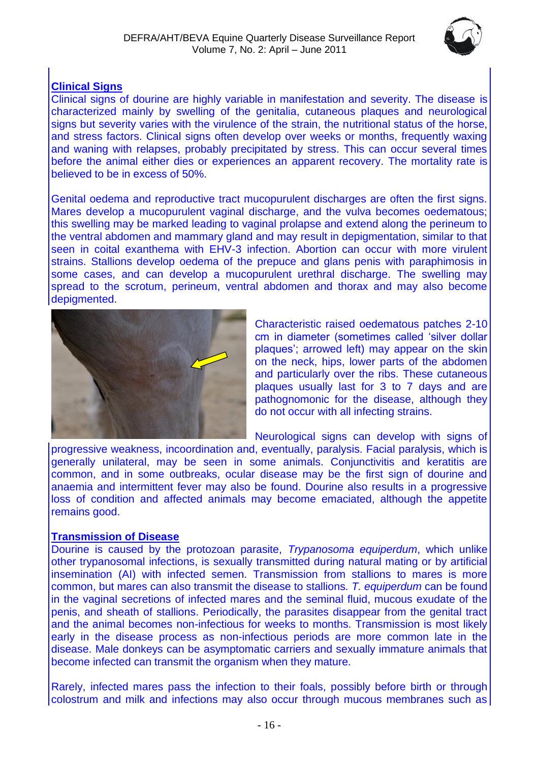## Clinical Signs

Clinical signs of dourine are highly variable in manifestation and severity. The disease is characterized mainly by swelling of the genitalia, cutaneous plaques and neurological signs but severity varies with the virulence of the strain, the nutritional status of the horse, and stress factors. Clinical signs often develop over weeks or months, frequently waxing and waning with relapses, probably precipitated by stress. This can occur several times before the animal either dies or experiences an apparent recovery. The mortality rate is believed to be in excess of 50%.

Genital oedema and reproductive tract mucopurulent discharges are often the first signs. Mares develop a mucopurulent vaginal discharge, and the vulva becomes oedematous; this swelling may be marked leading to vaginal prolapse and extend along the perineum to the ventral abdomen and mammary gland and may result in depigmentation, similar to that seen in coital exanthema with EHV-3 infection. Abortion can occur with more virulent strains. Stallions develop oedema of the prepuce and glans penis with paraphimosis in some cases, and can develop a mucopurulent urethral discharge. The swelling may spread to the scrotum, perineum, ventral abdomen and thorax and may also become depigmented.

Characteristic raised oedematous patches 2-10 cm in diameter (sometimes called 'silver dollar plaques'; arrowed left) may appear on the skin on the neck, hips, lower parts of the abdomen and particularly over the ribs. These cutaneous plaques usually last for 3 to 7 days and are pathognomonic for the disease, although they do not occur with all infecting strains.

Neurological signs can develop with signs of progressive weakness, incoordination and, eventually, paralysis. Facial paralysis, which is generally unilateral, may be seen in some animals. Conjunctivitis and keratitis are common, and in some outbreaks, ocular disease may be the first sign of dourine and anaemia and intermittent fever may also be found. Dourine also results in a progressive loss of condition and affected animals may become emaciated, although the appetite remains good.

## Transmission of Disease

Dourine is caused by the protozoan parasite, *Trypanosoma equiperdum*, which unlike other trypanosomal infections, is sexually transmitted during natural mating or by artificial insemination (AI) with infected semen. Transmission from stallions to mares is more common, but mares can also transmit the disease to stallions. *T. equiperdum* can be found in the vaginal secretions of infected mares and the seminal fluid, mucous exudate of the penis, and sheath of stallions. Periodically, the parasites disappear from the genital tract and the animal becomes non-infectious for weeks to months. Transmission is most likely early in the disease process as non-infectious periods are more common late in the disease. Male donkeys can be asymptomatic carriers and sexually immature animals that become infected can transmit the organism when they mature.

Rarely, infected mares pass the infection to their foals, possibly before birth or through colostrum and milk and infections may also occur through mucous membranes such as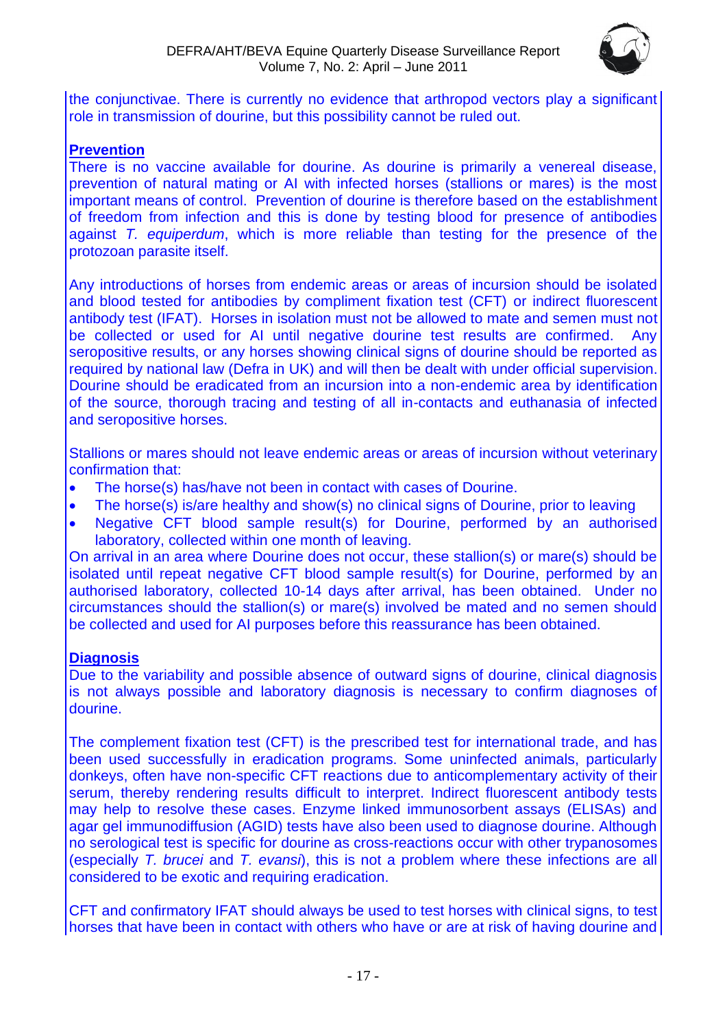the conjunctivae. There is currently no evidence that arthropod vectors play a significant role in transmission of dourine, but this possibility cannot be ruled out.

**Prevention**

There is no vaccine available for dourine. As dourine is primarily a venereal disease, prevention of natural mating or AI with infected horses (stallions or mares) is the most important means of control. Prevention of dourine is therefore based on the establishment of freedom from infection and this is done by testing blood for presence of antibodies against *T. equiperdum*, which is more reliable than testing for the presence of the protozoan parasite itself.

Any introductions of horses from endemic areas or areas of incursion should be isolated and blood tested for antibodies by compliment fixation test (CFT) or indirect fluorescent antibody test (IFAT). Horses in isolation must not be allowed to mate and semen must not be collected or used for AI until negative dourine test results are confirmed. Any seropositive results, or any horses showing clinical signs of dourine should be reported as required by national law (Defra in UK) and will then be dealt with under official supervision. Dourine should be eradicated from an incursion into a non-endemic area by identification of the source, thorough tracing and testing of all in-contacts and euthanasia of infected and seropositive horses.

Stallions or mares should not leave endemic areas or areas of incursion without veterinary confirmation that:

- The horse(s) has/have not been in contact with cases of Dourine.
- The horse(s) is/are healthy and show(s) no clinical signs of Dourine, prior to leaving
- Negative CFT blood sample result(s) for Dourine, performed by an authorised laboratory, collected within one month of leaving.

On arrival in an area where Dourine does not occur, these stallion(s) or mare(s) should be isolated until repeat negative CFT blood sample result(s) for Dourine, performed by an authorised laboratory, collected 10-14 days after arrival, has been obtained. Under no circumstances should the stallion(s) or mare(s) involved be mated and no semen should be collected and used for AI purposes before this reassurance has been obtained.

**Diagnosis**

Due to the variability and possible absence of outward signs of dourine, clinical diagnosis is not always possible and laboratory diagnosis is necessary to confirm diagnoses of dourine.

The complement fixation test (CFT) is the prescribed test for international trade, and has been used successfully in eradication programs. Some uninfected animals, particularly donkeys, often have non-specific CFT reactions due to anticomplementary activity of their serum, thereby rendering results difficult to interpret. Indirect fluorescent antibody tests may help to resolve these cases. Enzyme linked immunosorbent assays (ELISAs) and agar gel immunodiffusion (AGID) tests have also been used to diagnose dourine. Although no serological test is specific for dourine as cross-reactions occur with other trypanosomes (especially *T. brucei* and *T. evansi*), this is not a problem where these infections are all considered to be exotic and requiring eradication.

CFT and confirmatory IFAT should always be used to test horses with clinical signs, to test horses that have been in contact with others who have or are at risk of having dourine and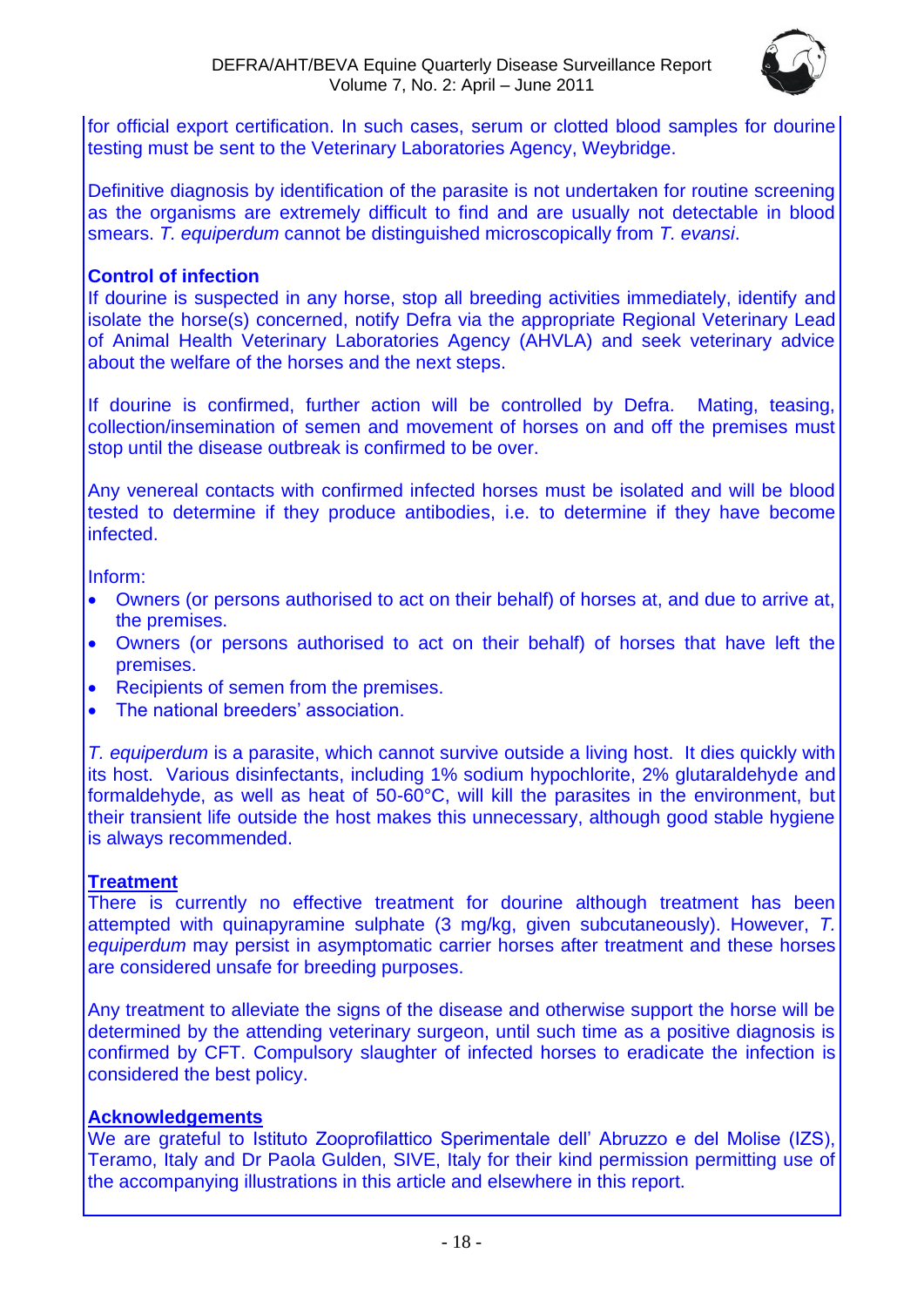for official export certification. In such cases, serum or clotted blood samples for dourine testing must be sent to the Veterinary Laboratories Agency, Weybridge.

Definitive diagnosis by identification of the parasite is not undertaken for routine screening as the organisms are extremely difficult to find and are usually not detectable in blood smears. *T. equiperdum* cannot be distinguished microscopically from *T. evansi*.

**Control of infection**

If dourine is suspected in any horse, stop all breeding activities immediately, identify and isolate the horse(s) concerned, notify Defra via the appropriate Regional Veterinary Lead of Animal Health Veterinary Laboratories Agency (AHVLA) and seek veterinary advice about the welfare of the horses and the next steps.

If dourine is confirmed, further action will be controlled by Defra. Mating, teasing, collection/insemination of semen and movement of horses on and off the premises must stop until the disease outbreak is confirmed to be over.

Any venereal contacts with confirmed infected horses must be isolated and will be blood tested to determine if they produce antibodies, i.e. to determine if they have become infected.

Inform:

- Owners (or persons authorised to act on their behalf) of horses at, and due to arrive at, the premises.
- Owners (or persons authorised to act on their behalf) of horses that have left the premises.
- Recipients of semen from the premises.
- The national breeders' association.

*T. equiperdum* is a parasite, which cannot survive outside a living host. It dies quickly with its host. Various disinfectants, including 1% sodium hypochlorite, 2% glutaraldehyde and formaldehyde, as well as heat of 50-60°C, will kill the parasites in the environment, but their transient life outside the host makes this unnecessary, although good stable hygiene is always recommended.

**Treatment**

There is currently no effective treatment for dourine although treatment has been attempted with quinapyramine sulphate (3 mg/kg, given subcutaneously). However, *T. equiperdum* may persist in asymptomatic carrier horses after treatment and these horses are considered unsafe for breeding purposes.

Any treatment to alleviate the signs of the disease and otherwise support the horse will be determined by the attending veterinary surgeon, until such time as a positive diagnosis is confirmed by CFT. Compulsory slaughter of infected horses to eradicate the infection is considered the best policy.

**Acknowledgements**

We are grateful to Istituto Zooprofilattico Sperimentale dell' Abruzzo e del Molise (IZS), Teramo, Italy and Dr Paola Gulden, SIVE, Italy for their kind permission permitting use of the accompanying illustrations in this article and elsewhere in this report.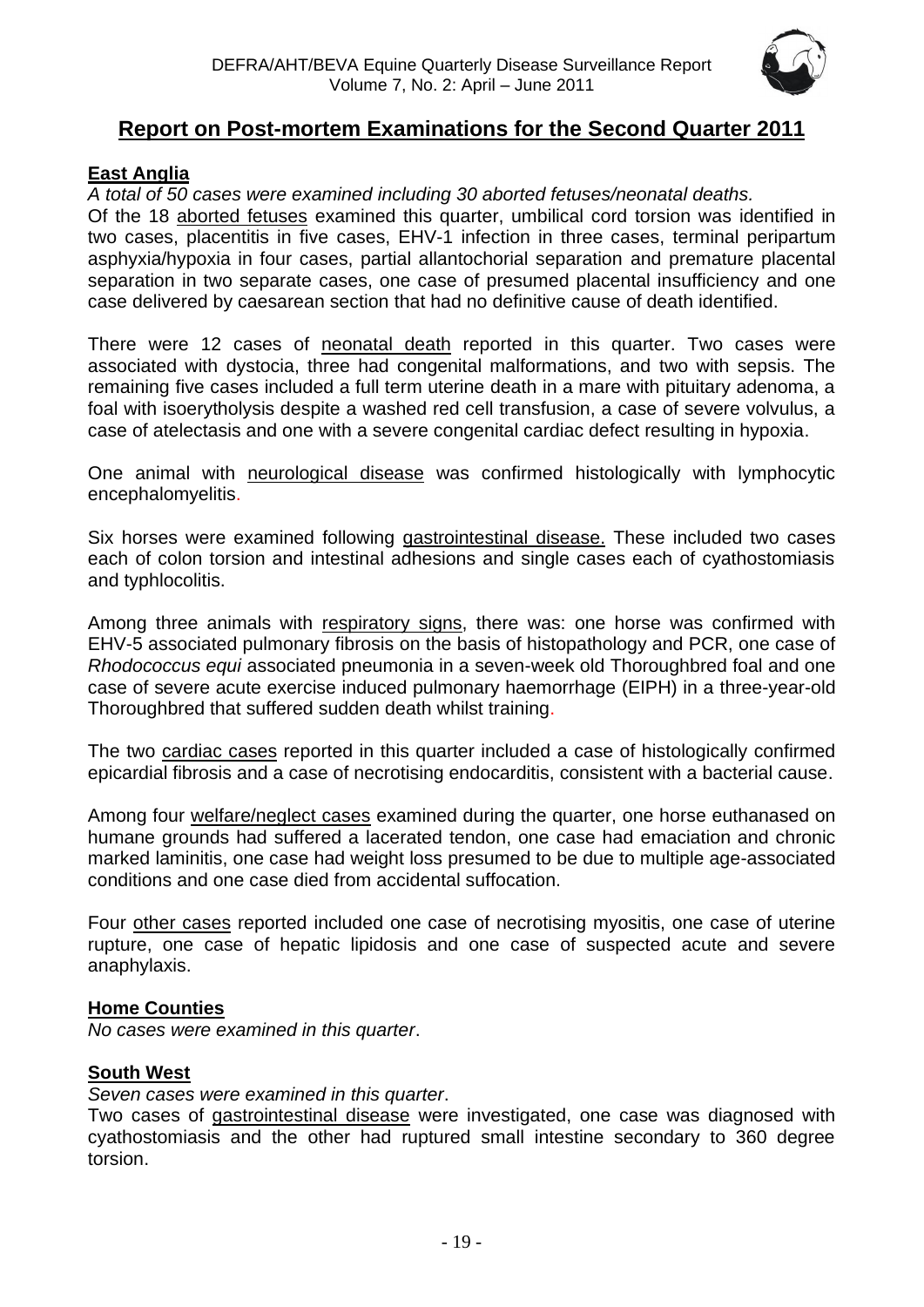## Report on Post-mortem Examinations for the Second Quarter 2011

### East Anglia

*A total of 50 cases were examined including 30 aborted fetuses/neonatal deaths.*

Of the 18 aborted fetuses examined this quarter, umbilical cord torsion was identified in two cases, placentitis in five cases, EHV-1 infection in three cases, terminal peripartum asphyxia/hypoxia in four cases, partial allantochorial separation and premature placental separation in two separate cases, one case of presumed placental insufficiency and one case delivered by caesarean section that had no definitive cause of death identified.

There were 12 cases of neonatal death reported in this quarter. Two cases were associated with dystocia, three had congenital malformations, and two with sepsis. The remaining five cases included a full term uterine death in a mare with pituitary adenoma, a foal with isoerytholysis despite a washed red cell transfusion, a case of severe volvulus, a case of atelectasis and one with a severe congenital cardiac defect resulting in hypoxia.

One animal with neurological disease was confirmed histologically with lymphocytic encephalomyelitis.

Six horses were examined following gastrointestinal disease. These included two cases each of colon torsion and intestinal adhesions and single cases each of cyathostomiasis and typhlocolitis.

Among three animals with respiratory signs, there was: one horse was confirmed with EHV-5 associated pulmonary fibrosis on the basis of histopathology and PCR, one case of *Rhodococcus equi* associated pneumonia in a seven-week old Thoroughbred foal and one case of severe acute exercise induced pulmonary haemorrhage (EIPH) in a three-year-old Thoroughbred that suffered sudden death whilst training.

The two cardiac cases reported in this quarter included a case of histologically confirmed epicardial fibrosis and a case of necrotising endocarditis, consistent with a bacterial cause.

Among four welfare/neglect cases examined during the quarter, one horse euthanased on humane grounds had suffered a lacerated tendon, one case had emaciation and chronic marked laminitis, one case had weight loss presumed to be due to multiple age-associated conditions and one case died from accidental suffocation.

Four other cases reported included one case of necrotising myositis, one case of uterine rupture, one case of hepatic lipidosis and one case of suspected acute and severe anaphylaxis.

### Home Counties

*No cases were examined in this quarter*.

### South West

*Seven cases were examined in this quarter*.

Two cases of gastrointestinal disease were investigated, one case was diagnosed with cyathostomiasis and the other had ruptured small intestine secondary to 360 degree torsion.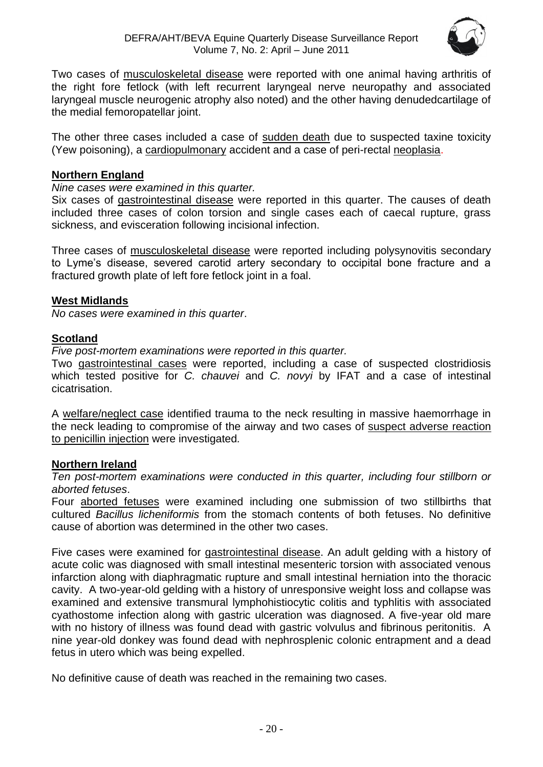Two cases of musculoskeletal disease were reported with one animal having arthritis of the right fore fetlock (with left recurrent laryngeal nerve neuropathy and associated laryngeal muscle neurogenic atrophy also noted) and the other having denudedcartilage of the medial femoropatellar joint.

The other three cases included a case of sudden death due to suspected taxine toxicity (Yew poisoning), a cardiopulmonary accident and a case of peri-rectal neoplasia.

## Northern England

*Nine cases were examined in this quarter.*

Six cases of gastrointestinal disease were reported in this quarter. The causes of death included three cases of colon torsion and single cases each of caecal rupture, grass sickness, and evisceration following incisional infection.

Three cases of musculoskeletal disease were reported including polysynovitis secondary to Lyme's disease, severed carotid artery secondary to occipital bone fracture and a fractured growth plate of left fore fetlock joint in a foal.

## West Midlands

*No cases were examined in this quarter.*

## Scotland

*Five post-mortem examinations were reported in this quarter.*

Two gastrointestinal cases were reported, including a case of suspected clostridiosis which tested positive for *C. chauvei* and *C. novyi* by IFAT and a case of intestinal cicatrisation.

A welfare/neglect case identified trauma to the neck resulting in massive haemorrhage in the neck leading to compromise of the airway and two cases of suspect adverse reaction to penicillin injection were investigated.

## Northern Ireland

*Ten post-mortem examinations were conducted in this quarter, including four stillborn or aborted fetuses.*

Four aborted fetuses were examined including one submission of two stillbirths that cultured *Bacillus licheniformis* from the stomach contents of both fetuses. No definitive cause of abortion was determined in the other two cases.

Five cases were examined for gastrointestinal disease. An adult gelding with a history of acute colic was diagnosed with small intestinal mesenteric torsion with associated venous infarction along with diaphragmatic rupture and small intestinal herniation into the thoracic cavity. A two-year-old gelding with a history of unresponsive weight loss and collapse was examined and extensive transmural lymphohistiocytic colitis and typhlitis with associated cyathostome infection along with gastric ulceration was diagnosed. A five-year old mare with no history of illness was found dead with gastric volvulus and fibrinous peritonitis. A nine year-old donkey was found dead with nephrosplenic colonic entrapment and a dead fetus in utero which was being expelled.

No definitive cause of death was reached in the remaining two cases.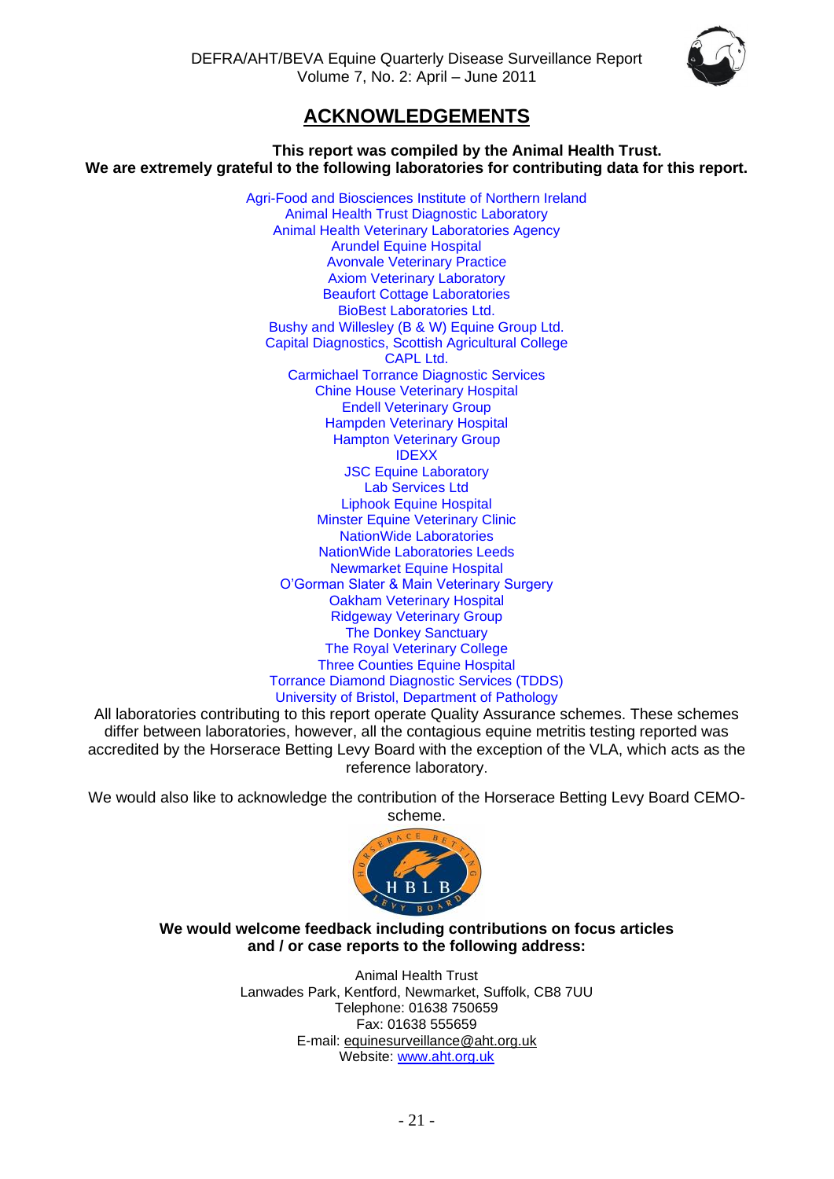# ACKNOWLEDGEMENTS

**This report was compiled by the Animal Health Trust.**
**We are extremely grateful to the following laboratories for contributing data for this report.**

Agri-Food and Biosciences Institute of Northern Ireland
Animal Health Trust Diagnostic Laboratory
Animal Health Veterinary Laboratories Agency
Arundel Equine Hospital
Avonvale Veterinary Practice
Axiom Veterinary Laboratory
Beaufort Cottage Laboratories
BioBest Laboratories Ltd.
Bushy and Willesley (B & W) Equine Group Ltd.
Capital Diagnostics, Scottish Agricultural College
CAPL Ltd.
Carmichael Torrance Diagnostic Services
Chine House Veterinary Hospital
Endell Veterinary Group
Hampden Veterinary Hospital
Hampton Veterinary Group
IDEXX
JSC Equine Laboratory
Lab Services Ltd
Liphook Equine Hospital
Minster Equine Veterinary Clinic
NationWide Laboratories
NationWide Laboratories Leeds
Newmarket Equine Hospital
O'Gorman Slater & Main Veterinary Surgery
Oakham Veterinary Hospital
Ridgeway Veterinary Group
The Donkey Sanctuary
The Royal Veterinary College
Three Counties Equine Hospital
Torrance Diamond Diagnostic Services (TDDS)
University of Bristol, Department of Pathology

All laboratories contributing to this report operate Quality Assurance schemes. These schemes differ between laboratories, however, all the contagious equine metritis testing reported was accredited by the Horserace Betting Levy Board with the exception of the VLA, which acts as the reference laboratory.

We would also like to acknowledge the contribution of the Horserace Betting Levy Board CEMO-scheme.

**We would welcome feedback including contributions on focus articles and / or case reports to the following address:**

Animal Health Trust
Lanwades Park, Kentford, Newmarket, Suffolk, CB8 7UU
Telephone: 01638 750659
Fax: 01638 555659
E-mail: equinesurveillance@aht.org.uk
Website: www.aht.org.uk